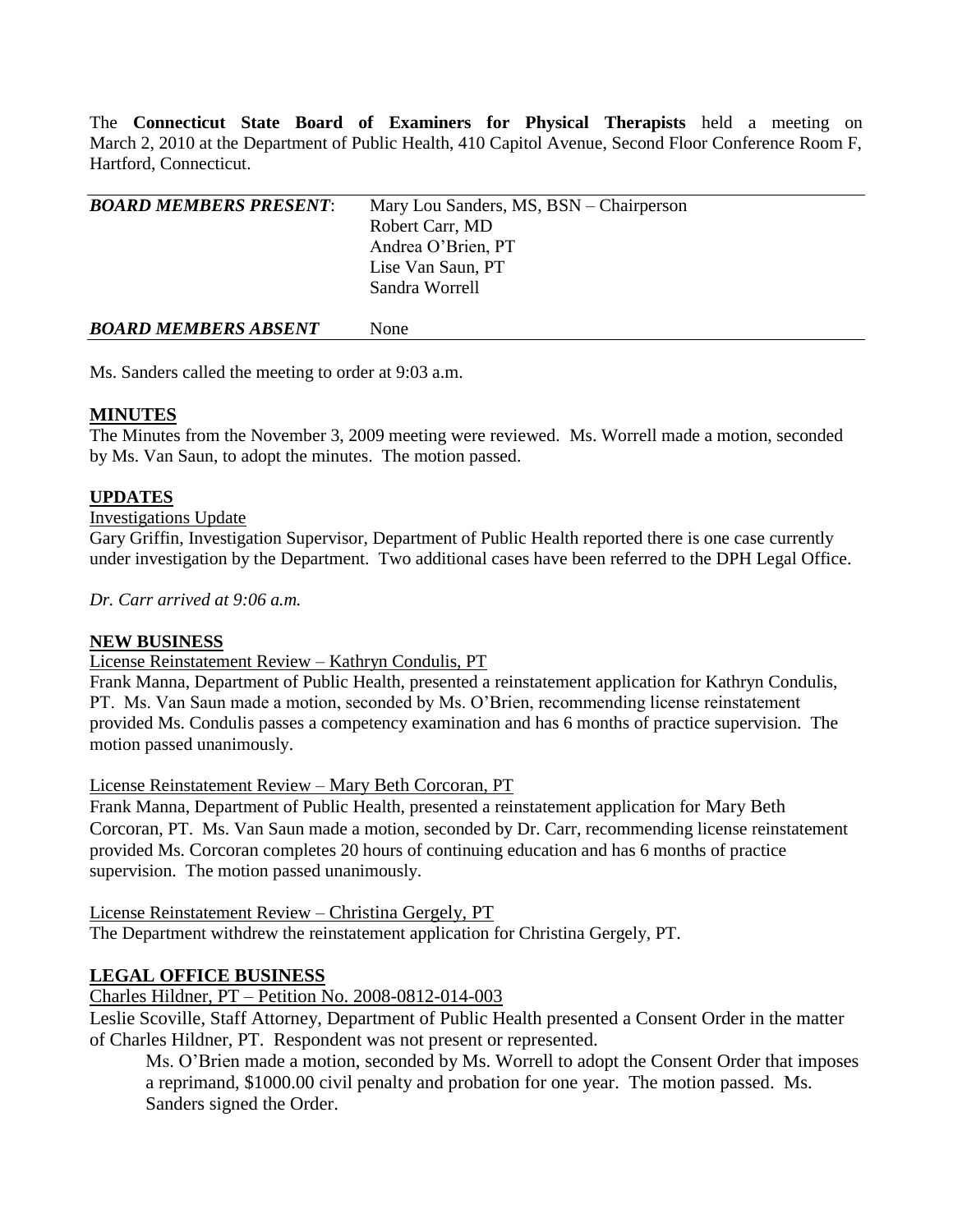The **Connecticut State Board of Examiners for Physical Therapists** held a meeting on March 2, 2010 at the Department of Public Health, 410 Capitol Avenue, Second Floor Conference Room F, Hartford, Connecticut.

| ***BOARD MEMBERS PRESENT***: | Mary Lou Sanders, MS, BSN – Chairperson<br>Robert Carr, MD<br>Andrea O'Brien, PT<br>Lise Van Saun, PT<br>Sandra Worrell |
|---|---|
| ***BOARD MEMBERS ABSENT*** | None |

Ms. Sanders called the meeting to order at 9:03 a.m.

## MINUTES

The Minutes from the November 3, 2009 meeting were reviewed. Ms. Worrell made a motion, seconded by Ms. Van Saun, to adopt the minutes. The motion passed.

## UPDATES

Investigations Update

Gary Griffin, Investigation Supervisor, Department of Public Health reported there is one case currently under investigation by the Department. Two additional cases have been referred to the DPH Legal Office.

*Dr. Carr arrived at 9:06 a.m.*

## NEW BUSINESS

License Reinstatement Review – Kathryn Condulis, PT

Frank Manna, Department of Public Health, presented a reinstatement application for Kathryn Condulis, PT. Ms. Van Saun made a motion, seconded by Ms. O'Brien, recommending license reinstatement provided Ms. Condulis passes a competency examination and has 6 months of practice supervision. The motion passed unanimously.

License Reinstatement Review – Mary Beth Corcoran, PT

Frank Manna, Department of Public Health, presented a reinstatement application for Mary Beth Corcoran, PT. Ms. Van Saun made a motion, seconded by Dr. Carr, recommending license reinstatement provided Ms. Corcoran completes 20 hours of continuing education and has 6 months of practice supervision. The motion passed unanimously.

License Reinstatement Review – Christina Gergely, PT

The Department withdrew the reinstatement application for Christina Gergely, PT.

## LEGAL OFFICE BUSINESS

Charles Hildner, PT – Petition No. 2008-0812-014-003

Leslie Scoville, Staff Attorney, Department of Public Health presented a Consent Order in the matter of Charles Hildner, PT. Respondent was not present or represented.

Ms. O'Brien made a motion, seconded by Ms. Worrell to adopt the Consent Order that imposes a reprimand, $1000.00 civil penalty and probation for one year. The motion passed. Ms. Sanders signed the Order.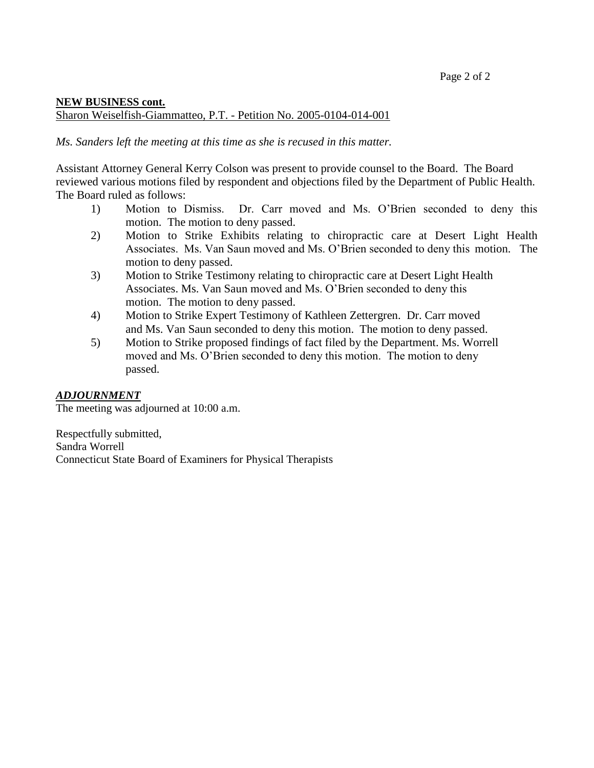**NEW BUSINESS cont.**

Sharon Weiselfish-Giammatteo, P.T. - Petition No. 2005-0104-014-001

*Ms. Sanders left the meeting at this time as she is recused in this matter.*

Assistant Attorney General Kerry Colson was present to provide counsel to the Board. The Board reviewed various motions filed by respondent and objections filed by the Department of Public Health. The Board ruled as follows:

1) Motion to Dismiss. Dr. Carr moved and Ms. O'Brien seconded to deny this motion. The motion to deny passed.
2) Motion to Strike Exhibits relating to chiropractic care at Desert Light Health Associates. Ms. Van Saun moved and Ms. O'Brien seconded to deny this motion. The motion to deny passed.
3) Motion to Strike Testimony relating to chiropractic care at Desert Light Health Associates. Ms. Van Saun moved and Ms. O'Brien seconded to deny this motion. The motion to deny passed.
4) Motion to Strike Expert Testimony of Kathleen Zettergren. Dr. Carr moved and Ms. Van Saun seconded to deny this motion. The motion to deny passed.
5) Motion to Strike proposed findings of fact filed by the Department. Ms. Worrell moved and Ms. O'Brien seconded to deny this motion. The motion to deny passed.

***ADJOURNMENT***

The meeting was adjourned at 10:00 a.m.

Respectfully submitted,
Sandra Worrell
Connecticut State Board of Examiners for Physical Therapists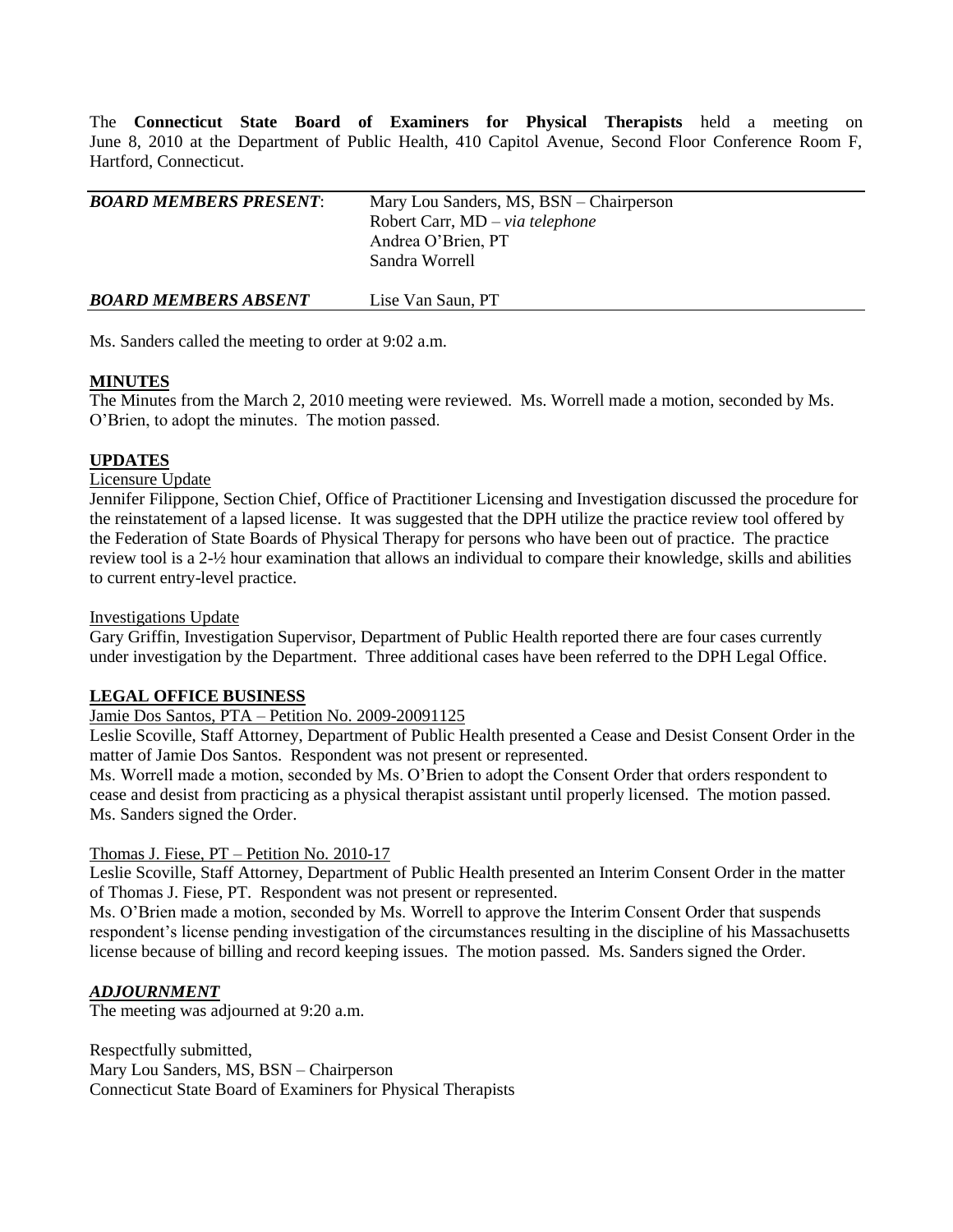The **Connecticut State Board of Examiners for Physical Therapists** held a meeting on June 8, 2010 at the Department of Public Health, 410 Capitol Avenue, Second Floor Conference Room F, Hartford, Connecticut.

| | |
|---|---|
| ***BOARD MEMBERS PRESENT***: | Mary Lou Sanders, MS, BSN – Chairperson<br>Robert Carr, MD – *via telephone*<br>Andrea O'Brien, PT<br>Sandra Worrell |
| ***BOARD MEMBERS ABSENT*** | Lise Van Saun, PT |

Ms. Sanders called the meeting to order at 9:02 a.m.

## MINUTES

The Minutes from the March 2, 2010 meeting were reviewed. Ms. Worrell made a motion, seconded by Ms. O'Brien, to adopt the minutes. The motion passed.

## UPDATES

### Licensure Update

Jennifer Filippone, Section Chief, Office of Practitioner Licensing and Investigation discussed the procedure for the reinstatement of a lapsed license. It was suggested that the DPH utilize the practice review tool offered by the Federation of State Boards of Physical Therapy for persons who have been out of practice. The practice review tool is a 2-½ hour examination that allows an individual to compare their knowledge, skills and abilities to current entry-level practice.

### Investigations Update

Gary Griffin, Investigation Supervisor, Department of Public Health reported there are four cases currently under investigation by the Department. Three additional cases have been referred to the DPH Legal Office.

## LEGAL OFFICE BUSINESS

### Jamie Dos Santos, PTA – Petition No. 2009-20091125

Leslie Scoville, Staff Attorney, Department of Public Health presented a Cease and Desist Consent Order in the matter of Jamie Dos Santos. Respondent was not present or represented.

Ms. Worrell made a motion, seconded by Ms. O'Brien to adopt the Consent Order that orders respondent to cease and desist from practicing as a physical therapist assistant until properly licensed. The motion passed. Ms. Sanders signed the Order.

### Thomas J. Fiese, PT – Petition No. 2010-17

Leslie Scoville, Staff Attorney, Department of Public Health presented an Interim Consent Order in the matter of Thomas J. Fiese, PT. Respondent was not present or represented.

Ms. O'Brien made a motion, seconded by Ms. Worrell to approve the Interim Consent Order that suspends respondent's license pending investigation of the circumstances resulting in the discipline of his Massachusetts license because of billing and record keeping issues. The motion passed. Ms. Sanders signed the Order.

## *ADJOURNMENT*

The meeting was adjourned at 9:20 a.m.

Respectfully submitted,
Mary Lou Sanders, MS, BSN – Chairperson
Connecticut State Board of Examiners for Physical Therapists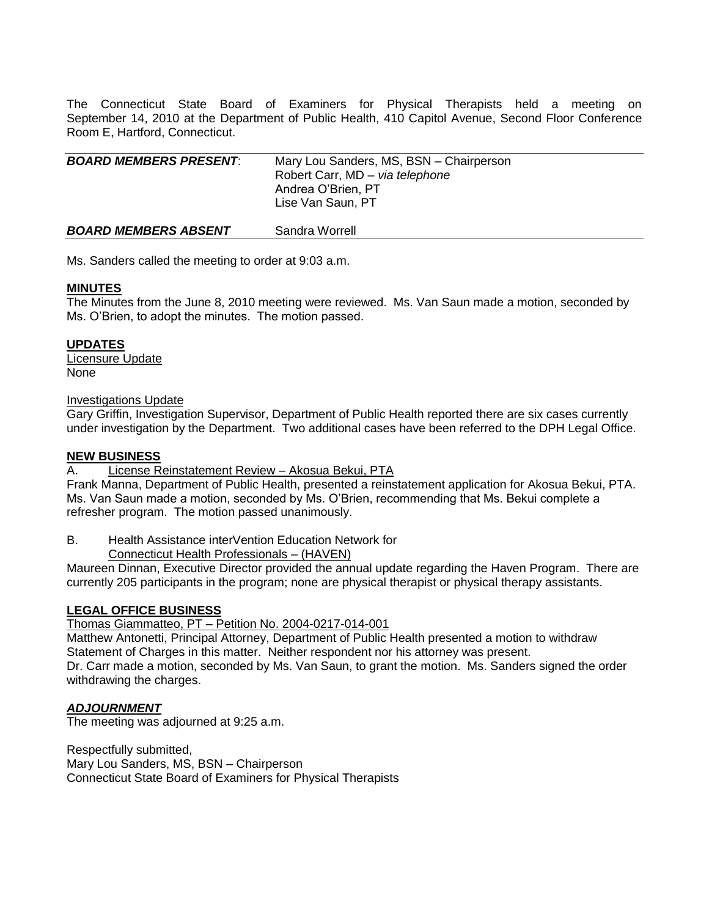The Connecticut State Board of Examiners for Physical Therapists held a meeting on September 14, 2010 at the Department of Public Health, 410 Capitol Avenue, Second Floor Conference Room E, Hartford, Connecticut.

| ***BOARD MEMBERS PRESENT***: | Mary Lou Sanders, MS, BSN – Chairperson<br>Robert Carr, MD – *via telephone*<br>Andrea O'Brien, PT<br>Lise Van Saun, PT |
|---|---|
| ***BOARD MEMBERS ABSENT*** | Sandra Worrell |

Ms. Sanders called the meeting to order at 9:03 a.m.

**MINUTES**

The Minutes from the June 8, 2010 meeting were reviewed. Ms. Van Saun made a motion, seconded by Ms. O'Brien, to adopt the minutes. The motion passed.

**UPDATES**

Licensure Update

None

Investigations Update

Gary Griffin, Investigation Supervisor, Department of Public Health reported there are six cases currently under investigation by the Department. Two additional cases have been referred to the DPH Legal Office.

**NEW BUSINESS**

A. License Reinstatement Review – Akosua Bekui, PTA

Frank Manna, Department of Public Health, presented a reinstatement application for Akosua Bekui, PTA. Ms. Van Saun made a motion, seconded by Ms. O'Brien, recommending that Ms. Bekui complete a refresher program. The motion passed unanimously.

B. Health Assistance interVention Education Network for Connecticut Health Professionals – (HAVEN)

Maureen Dinnan, Executive Director provided the annual update regarding the Haven Program. There are currently 205 participants in the program; none are physical therapist or physical therapy assistants.

**LEGAL OFFICE BUSINESS**

Thomas Giammatteo, PT – Petition No. 2004-0217-014-001

Matthew Antonetti, Principal Attorney, Department of Public Health presented a motion to withdraw Statement of Charges in this matter. Neither respondent nor his attorney was present.

Dr. Carr made a motion, seconded by Ms. Van Saun, to grant the motion. Ms. Sanders signed the order withdrawing the charges.

***ADJOURNMENT***

The meeting was adjourned at 9:25 a.m.

Respectfully submitted,
Mary Lou Sanders, MS, BSN – Chairperson
Connecticut State Board of Examiners for Physical Therapists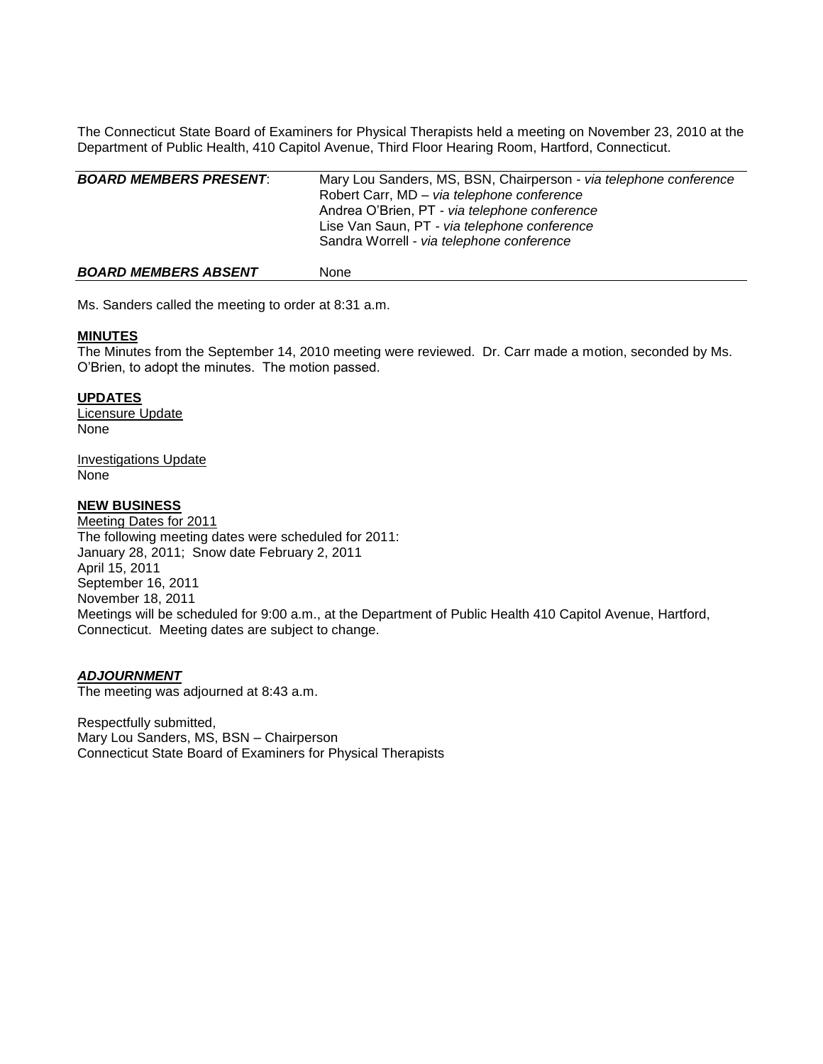The Connecticut State Board of Examiners for Physical Therapists held a meeting on November 23, 2010 at the Department of Public Health, 410 Capitol Avenue, Third Floor Hearing Room, Hartford, Connecticut.

| | |
|---|---|
| ***BOARD MEMBERS PRESENT*:** | Mary Lou Sanders, MS, BSN, Chairperson - *via telephone conference*<br>Robert Carr, MD – *via telephone conference*<br>Andrea O'Brien, PT - *via telephone conference*<br>Lise Van Saun, PT - *via telephone conference*<br>Sandra Worrell - *via telephone conference* |
| ***BOARD MEMBERS ABSENT*** | None |

Ms. Sanders called the meeting to order at 8:31 a.m.

**MINUTES**

The Minutes from the September 14, 2010 meeting were reviewed. Dr. Carr made a motion, seconded by Ms. O'Brien, to adopt the minutes. The motion passed.

**UPDATES**

Licensure Update
None

Investigations Update
None

**NEW BUSINESS**

Meeting Dates for 2011
The following meeting dates were scheduled for 2011:
January 28, 2011; Snow date February 2, 2011
April 15, 2011
September 16, 2011
November 18, 2011
Meetings will be scheduled for 9:00 a.m., at the Department of Public Health 410 Capitol Avenue, Hartford, Connecticut. Meeting dates are subject to change.

***ADJOURNMENT***

The meeting was adjourned at 8:43 a.m.

Respectfully submitted,
Mary Lou Sanders, MS, BSN – Chairperson
Connecticut State Board of Examiners for Physical Therapists